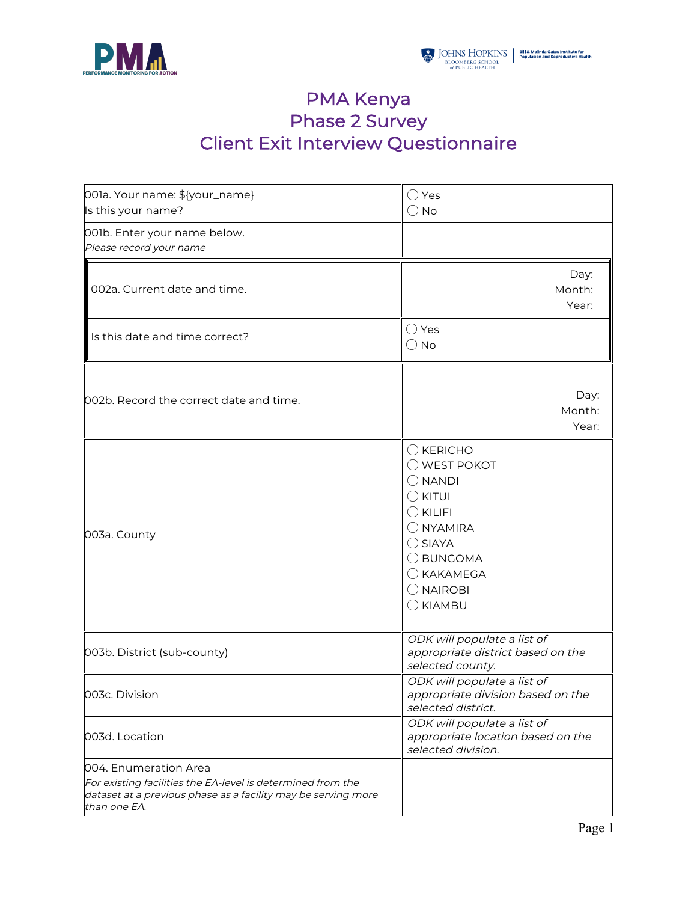# PMA Kenya
# Phase 2 Survey
# Client Exit Interview Questionnaire

| | |
|---|---|
| 001a. Your name: ${your_name}<br>Is this your name? | ◯ Yes<br>◯ No |
| 001b. Enter your name below.<br>*Please record your name* | |
| 002a. Current date and time. | Day:<br>Month:<br>Year: |
| Is this date and time correct? | ◯ Yes<br>◯ No |
| 002b. Record the correct date and time. | Day:<br>Month:<br>Year: |
| 003a. County | ◯ KERICHO<br>◯ WEST POKOT<br>◯ NANDI<br>◯ KITUI<br>◯ KILIFI<br>◯ NYAMIRA<br>◯ SIAYA<br>◯ BUNGOMA<br>◯ KAKAMEGA<br>◯ NAIROBI<br>◯ KIAMBU |
| 003b. District (sub-county) | *ODK will populate a list of appropriate district based on the selected county.* |
| 003c. Division | *ODK will populate a list of appropriate division based on the selected district.* |
| 003d. Location | *ODK will populate a list of appropriate location based on the selected division.* |
| 004. Enumeration Area<br>*For existing facilities the EA-level is determined from the dataset at a previous phase as a facility may be serving more than one EA.* | |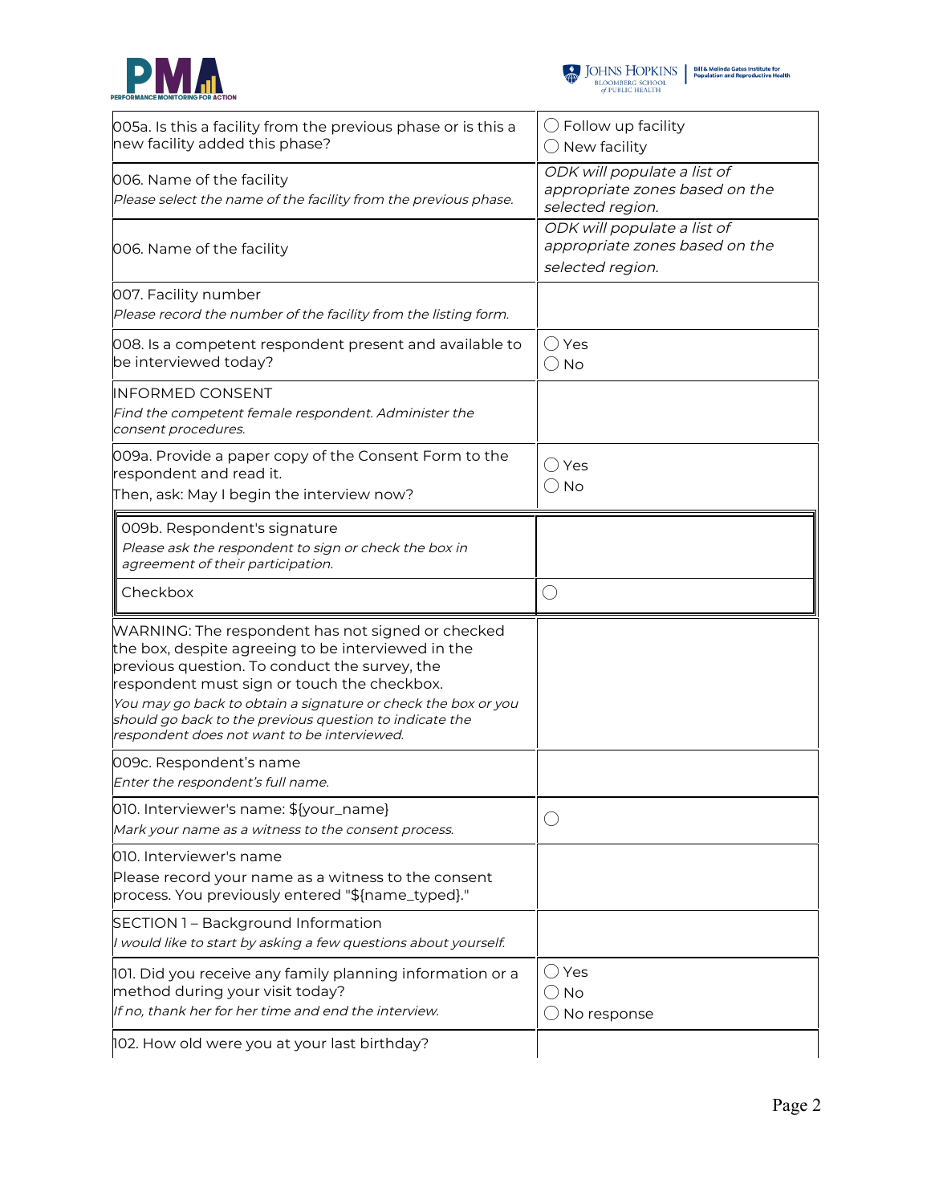| Question | Response |
|---|---|
| 005a. Is this a facility from the previous phase or is this a new facility added this phase? | ◯ Follow up facility<br>◯ New facility |
| 006. Name of the facility<br>*Please select the name of the facility from the previous phase.* | *ODK will populate a list of appropriate zones based on the selected region.* |
| 006. Name of the facility | *ODK will populate a list of appropriate zones based on the selected region.* |
| 007. Facility number<br>*Please record the number of the facility from the listing form.* | |
| 008. Is a competent respondent present and available to be interviewed today? | ◯ Yes<br>◯ No |
| INFORMED CONSENT<br>*Find the competent female respondent. Administer the consent procedures.* | |
| 009a. Provide a paper copy of the Consent Form to the respondent and read it.<br>Then, ask: May I begin the interview now? | ◯ Yes<br>◯ No |
| 009b. Respondent's signature<br>*Please ask the respondent to sign or check the box in agreement of their participation.* | |
| Checkbox | ◯ |
| WARNING: The respondent has not signed or checked the box, despite agreeing to be interviewed in the previous question. To conduct the survey, the respondent must sign or touch the checkbox.<br>*You may go back to obtain a signature or check the box or you should go back to the previous question to indicate the respondent does not want to be interviewed.* | |
| 009c. Respondent's name<br>*Enter the respondent's full name.* | |
| 010. Interviewer's name: ${your_name}<br>*Mark your name as a witness to the consent process.* | ◯ |
| 010. Interviewer's name<br>Please record your name as a witness to the consent process. You previously entered "${name_typed}." | |
| SECTION 1 – Background Information<br>*I would like to start by asking a few questions about yourself.* | |
| 101. Did you receive any family planning information or a method during your visit today?<br>*If no, thank her for her time and end the interview.* | ◯ Yes<br>◯ No<br>◯ No response |
| 102. How old were you at your last birthday? | |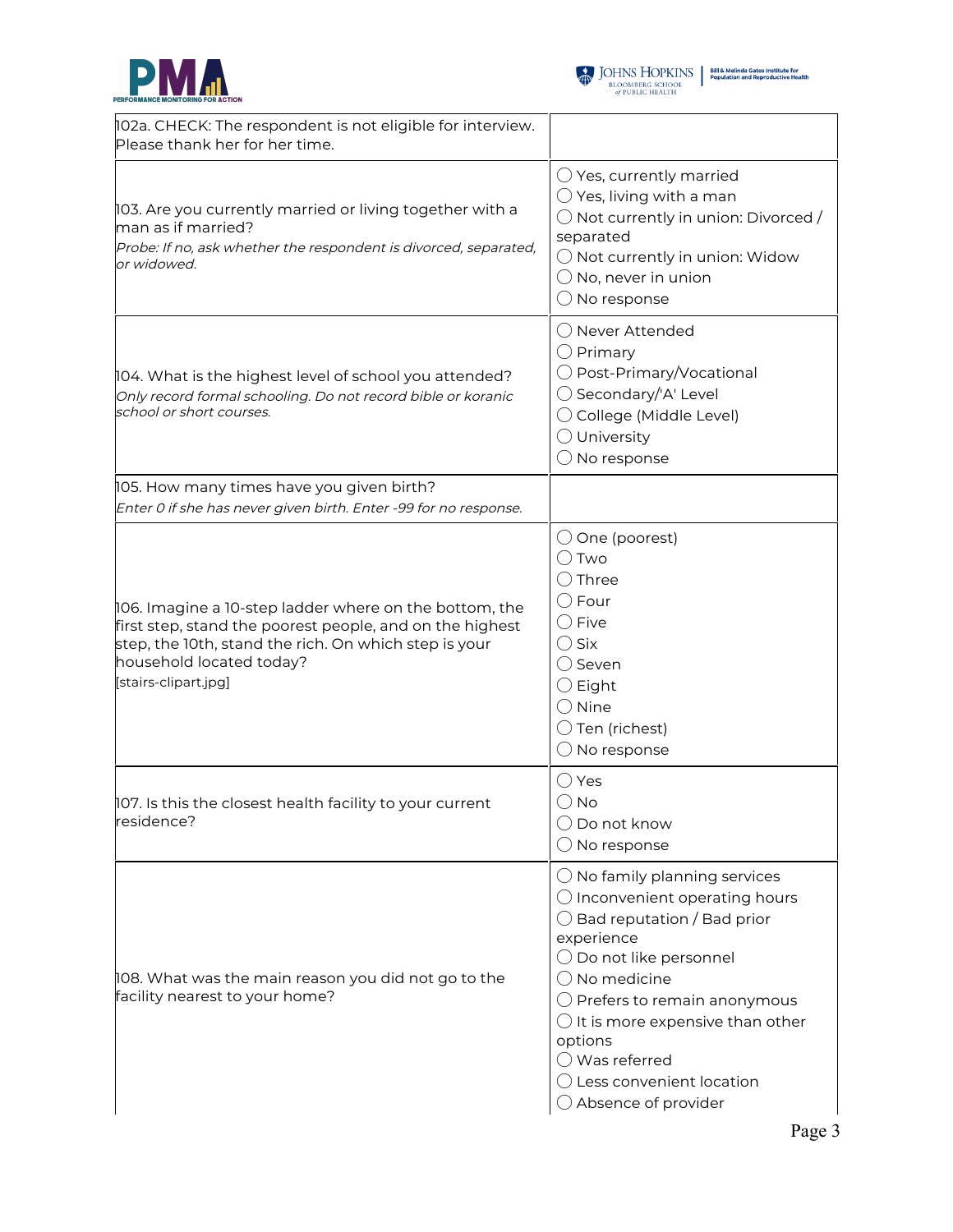| | |
|---|---|
| 102a. CHECK: The respondent is not eligible for interview. Please thank her for her time. | |
| 103. Are you currently married or living together with a man as if married?<br>*Probe: If no, ask whether the respondent is divorced, separated, or widowed.* | ◯ Yes, currently married<br>◯ Yes, living with a man<br>◯ Not currently in union: Divorced / separated<br>◯ Not currently in union: Widow<br>◯ No, never in union<br>◯ No response |
| 104. What is the highest level of school you attended?<br>*Only record formal schooling. Do not record bible or koranic school or short courses.* | ◯ Never Attended<br>◯ Primary<br>◯ Post-Primary/Vocational<br>◯ Secondary/'A' Level<br>◯ College (Middle Level)<br>◯ University<br>◯ No response |
| 105. How many times have you given birth?<br>*Enter 0 if she has never given birth. Enter -99 for no response.* | |
| 106. Imagine a 10-step ladder where on the bottom, the first step, stand the poorest people, and on the highest step, the 10th, stand the rich. On which step is your household located today?<br>[stairs-clipart.jpg] | ◯ One (poorest)<br>◯ Two<br>◯ Three<br>◯ Four<br>◯ Five<br>◯ Six<br>◯ Seven<br>◯ Eight<br>◯ Nine<br>◯ Ten (richest)<br>◯ No response |
| 107. Is this the closest health facility to your current residence? | ◯ Yes<br>◯ No<br>◯ Do not know<br>◯ No response |
| 108. What was the main reason you did not go to the facility nearest to your home? | ◯ No family planning services<br>◯ Inconvenient operating hours<br>◯ Bad reputation / Bad prior experience<br>◯ Do not like personnel<br>◯ No medicine<br>◯ Prefers to remain anonymous<br>◯ It is more expensive than other options<br>◯ Was referred<br>◯ Less convenient location<br>◯ Absence of provider |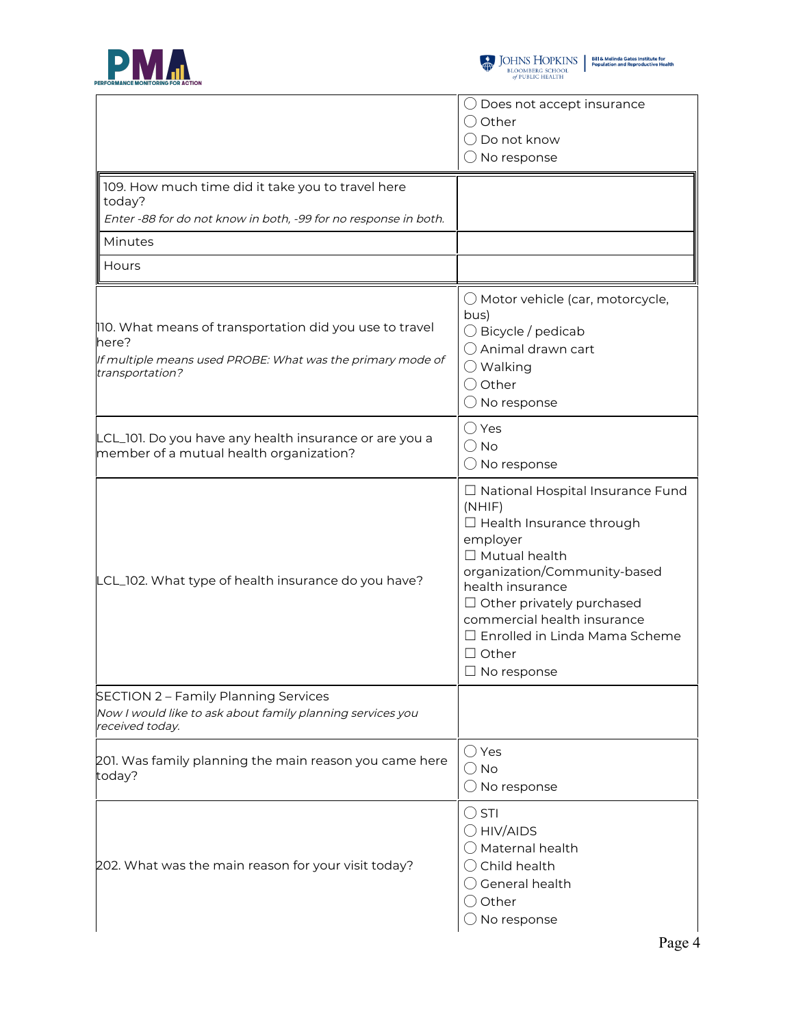| | |
|---|---|
| | ◯ Does not accept insurance<br>◯ Other<br>◯ Do not know<br>◯ No response |
| 109. How much time did it take you to travel here today?<br>*Enter -88 for do not know in both, -99 for no response in both.* | |
| Minutes | |
| Hours | |
| 110. What means of transportation did you use to travel here?<br>*If multiple means used PROBE: What was the primary mode of transportation?* | ◯ Motor vehicle (car, motorcycle, bus)<br>◯ Bicycle / pedicab<br>◯ Animal drawn cart<br>◯ Walking<br>◯ Other<br>◯ No response |
| LCL_101. Do you have any health insurance or are you a member of a mutual health organization? | ◯ Yes<br>◯ No<br>◯ No response |
| LCL_102. What type of health insurance do you have? | ☐ National Hospital Insurance Fund (NHIF)<br>☐ Health Insurance through employer<br>☐ Mutual health organization/Community-based health insurance<br>☐ Other privately purchased commercial health insurance<br>☐ Enrolled in Linda Mama Scheme<br>☐ Other<br>☐ No response |
| SECTION 2 – Family Planning Services<br>*Now I would like to ask about family planning services you received today.* | |
| 201. Was family planning the main reason you came here today? | ◯ Yes<br>◯ No<br>◯ No response |
| 202. What was the main reason for your visit today? | ◯ STI<br>◯ HIV/AIDS<br>◯ Maternal health<br>◯ Child health<br>◯ General health<br>◯ Other<br>◯ No response |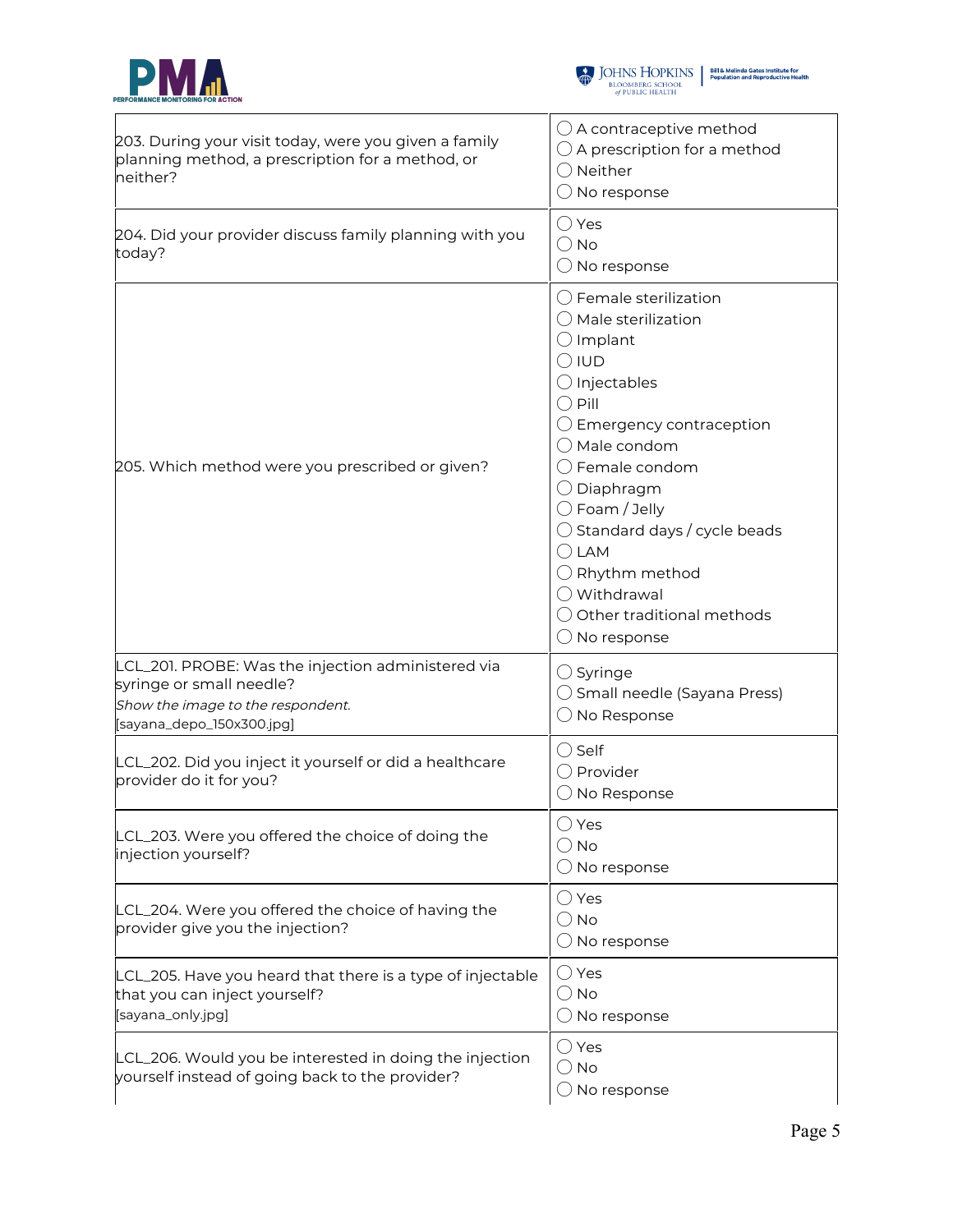| Question | Response options |
| --- | --- |
| 203. During your visit today, were you given a family planning method, a prescription for a method, or neither? | ◯ A contraceptive method<br>◯ A prescription for a method<br>◯ Neither<br>◯ No response |
| 204. Did your provider discuss family planning with you today? | ◯ Yes<br>◯ No<br>◯ No response |
| 205. Which method were you prescribed or given? | ◯ Female sterilization<br>◯ Male sterilization<br>◯ Implant<br>◯ IUD<br>◯ Injectables<br>◯ Pill<br>◯ Emergency contraception<br>◯ Male condom<br>◯ Female condom<br>◯ Diaphragm<br>◯ Foam / Jelly<br>◯ Standard days / cycle beads<br>◯ LAM<br>◯ Rhythm method<br>◯ Withdrawal<br>◯ Other traditional methods<br>◯ No response |
| LCL_201. PROBE: Was the injection administered via syringe or small needle?<br>*Show the image to the respondent.*<br>[sayana_depo_150x300.jpg] | ◯ Syringe<br>◯ Small needle (Sayana Press)<br>◯ No Response |
| LCL_202. Did you inject it yourself or did a healthcare provider do it for you? | ◯ Self<br>◯ Provider<br>◯ No Response |
| LCL_203. Were you offered the choice of doing the injection yourself? | ◯ Yes<br>◯ No<br>◯ No response |
| LCL_204. Were you offered the choice of having the provider give you the injection? | ◯ Yes<br>◯ No<br>◯ No response |
| LCL_205. Have you heard that there is a type of injectable that you can inject yourself?<br>[sayana_only.jpg] | ◯ Yes<br>◯ No<br>◯ No response |
| LCL_206. Would you be interested in doing the injection yourself instead of going back to the provider? | ◯ Yes<br>◯ No<br>◯ No response |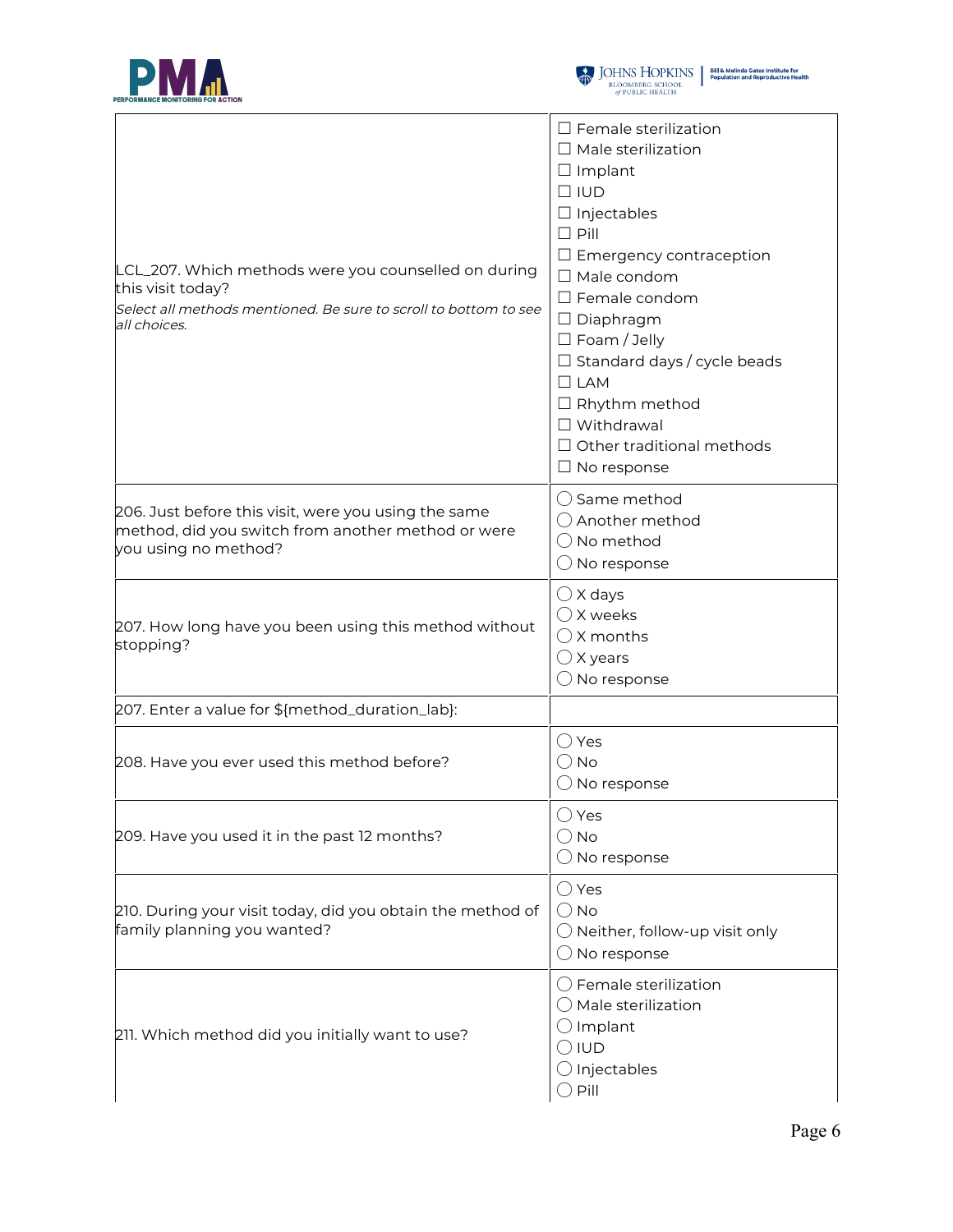| | |
|---|---|
| LCL_207. Which methods were you counselled on during this visit today?<br>*Select all methods mentioned. Be sure to scroll to bottom to see all choices.* | ☐ Female sterilization<br>☐ Male sterilization<br>☐ Implant<br>☐ IUD<br>☐ Injectables<br>☐ Pill<br>☐ Emergency contraception<br>☐ Male condom<br>☐ Female condom<br>☐ Diaphragm<br>☐ Foam / Jelly<br>☐ Standard days / cycle beads<br>☐ LAM<br>☐ Rhythm method<br>☐ Withdrawal<br>☐ Other traditional methods<br>☐ No response |
| 206. Just before this visit, were you using the same method, did you switch from another method or were you using no method? | ◯ Same method<br>◯ Another method<br>◯ No method<br>◯ No response |
| 207. How long have you been using this method without stopping? | ◯ X days<br>◯ X weeks<br>◯ X months<br>◯ X years<br>◯ No response |
| 207. Enter a value for ${method_duration_lab}: | |
| 208. Have you ever used this method before? | ◯ Yes<br>◯ No<br>◯ No response |
| 209. Have you used it in the past 12 months? | ◯ Yes<br>◯ No<br>◯ No response |
| 210. During your visit today, did you obtain the method of family planning you wanted? | ◯ Yes<br>◯ No<br>◯ Neither, follow-up visit only<br>◯ No response |
| 211. Which method did you initially want to use? | ◯ Female sterilization<br>◯ Male sterilization<br>◯ Implant<br>◯ IUD<br>◯ Injectables<br>◯ Pill |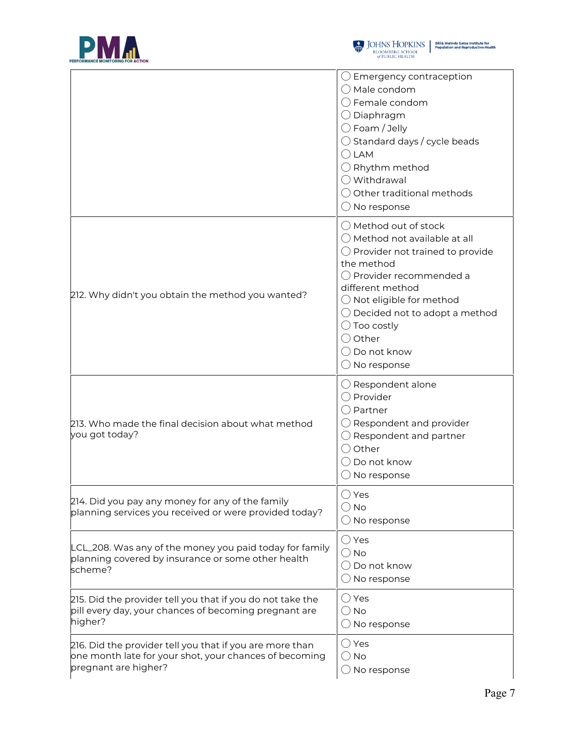| | |
|---|---|
| | ◯ Emergency contraception<br>◯ Male condom<br>◯ Female condom<br>◯ Diaphragm<br>◯ Foam / Jelly<br>◯ Standard days / cycle beads<br>◯ LAM<br>◯ Rhythm method<br>◯ Withdrawal<br>◯ Other traditional methods<br>◯ No response |
| 212. Why didn't you obtain the method you wanted? | ◯ Method out of stock<br>◯ Method not available at all<br>◯ Provider not trained to provide the method<br>◯ Provider recommended a different method<br>◯ Not eligible for method<br>◯ Decided not to adopt a method<br>◯ Too costly<br>◯ Other<br>◯ Do not know<br>◯ No response |
| 213. Who made the final decision about what method you got today? | ◯ Respondent alone<br>◯ Provider<br>◯ Partner<br>◯ Respondent and provider<br>◯ Respondent and partner<br>◯ Other<br>◯ Do not know<br>◯ No response |
| 214. Did you pay any money for any of the family planning services you received or were provided today? | ◯ Yes<br>◯ No<br>◯ No response |
| LCL_208. Was any of the money you paid today for family planning covered by insurance or some other health scheme? | ◯ Yes<br>◯ No<br>◯ Do not know<br>◯ No response |
| 215. Did the provider tell you that if you do not take the pill every day, your chances of becoming pregnant are higher? | ◯ Yes<br>◯ No<br>◯ No response |
| 216. Did the provider tell you that if you are more than one month late for your shot, your chances of becoming pregnant are higher? | ◯ Yes<br>◯ No<br>◯ No response |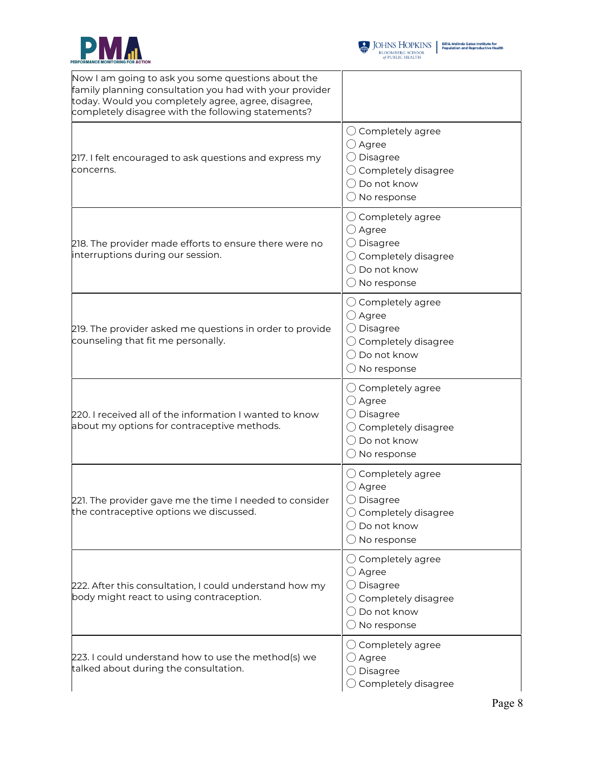| Now I am going to ask you some questions about the family planning consultation you had with your provider today. Would you completely agree, agree, disagree, completely disagree with the following statements? | |
| --- | --- |
| 217. I felt encouraged to ask questions and express my concerns. | ◯ Completely agree<br>◯ Agree<br>◯ Disagree<br>◯ Completely disagree<br>◯ Do not know<br>◯ No response |
| 218. The provider made efforts to ensure there were no interruptions during our session. | ◯ Completely agree<br>◯ Agree<br>◯ Disagree<br>◯ Completely disagree<br>◯ Do not know<br>◯ No response |
| 219. The provider asked me questions in order to provide counseling that fit me personally. | ◯ Completely agree<br>◯ Agree<br>◯ Disagree<br>◯ Completely disagree<br>◯ Do not know<br>◯ No response |
| 220. I received all of the information I wanted to know about my options for contraceptive methods. | ◯ Completely agree<br>◯ Agree<br>◯ Disagree<br>◯ Completely disagree<br>◯ Do not know<br>◯ No response |
| 221. The provider gave me the time I needed to consider the contraceptive options we discussed. | ◯ Completely agree<br>◯ Agree<br>◯ Disagree<br>◯ Completely disagree<br>◯ Do not know<br>◯ No response |
| 222. After this consultation, I could understand how my body might react to using contraception. | ◯ Completely agree<br>◯ Agree<br>◯ Disagree<br>◯ Completely disagree<br>◯ Do not know<br>◯ No response |
| 223. I could understand how to use the method(s) we talked about during the consultation. | ◯ Completely agree<br>◯ Agree<br>◯ Disagree<br>◯ Completely disagree |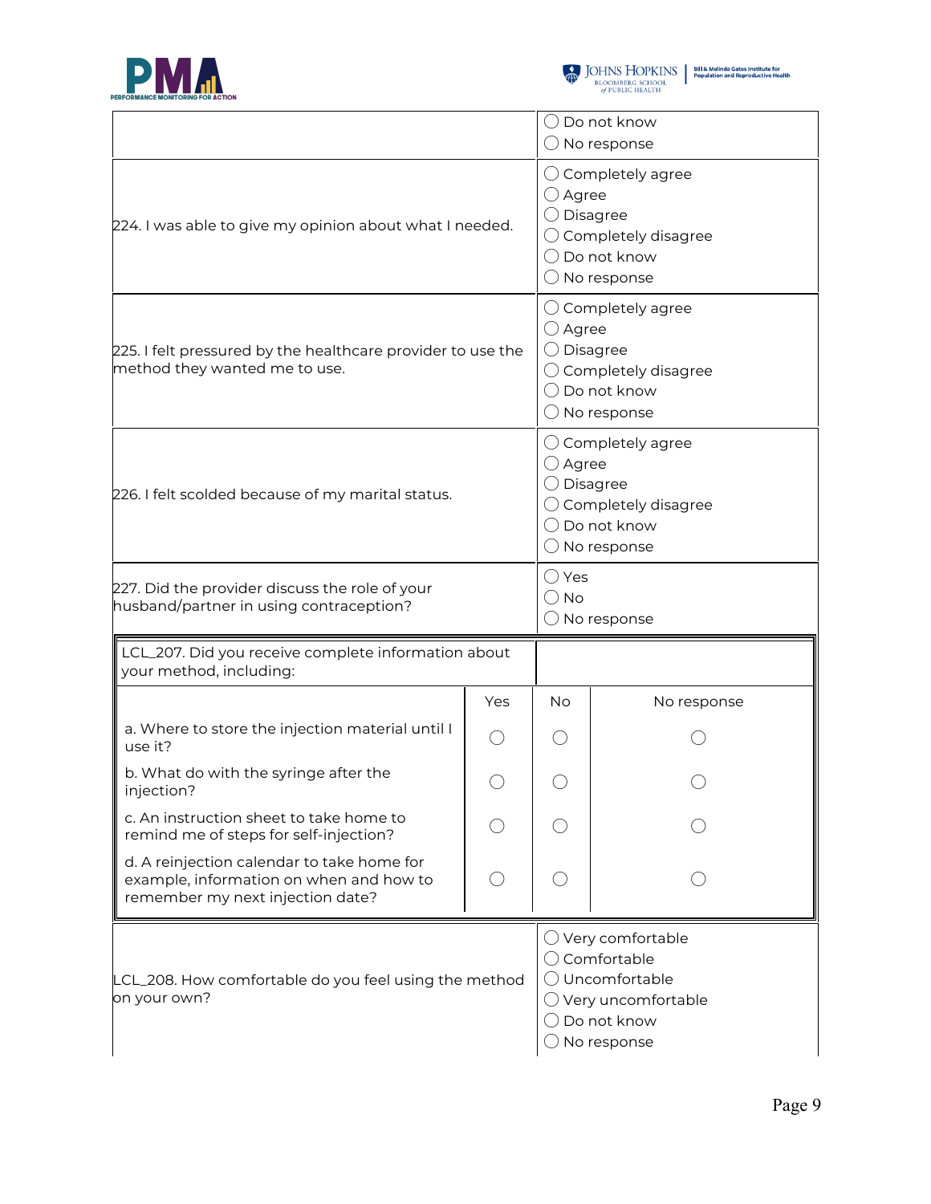| | |
|---|---|
| | ◯ Do not know<br>◯ No response |
| 224. I was able to give my opinion about what I needed. | ◯ Completely agree<br>◯ Agree<br>◯ Disagree<br>◯ Completely disagree<br>◯ Do not know<br>◯ No response |
| 225. I felt pressured by the healthcare provider to use the method they wanted me to use. | ◯ Completely agree<br>◯ Agree<br>◯ Disagree<br>◯ Completely disagree<br>◯ Do not know<br>◯ No response |
| 226. I felt scolded because of my marital status. | ◯ Completely agree<br>◯ Agree<br>◯ Disagree<br>◯ Completely disagree<br>◯ Do not know<br>◯ No response |
| 227. Did the provider discuss the role of your husband/partner in using contraception? | ◯ Yes<br>◯ No<br>◯ No response |

| LCL_207. Did you receive complete information about your method, including: | | | |
|---|---|---|---|
| | Yes | No | No response |
| a. Where to store the injection material until I use it? | ◯ | ◯ | ◯ |
| b. What do with the syringe after the injection? | ◯ | ◯ | ◯ |
| c. An instruction sheet to take home to remind me of steps for self-injection? | ◯ | ◯ | ◯ |
| d. A reinjection calendar to take home for example, information on when and how to remember my next injection date? | ◯ | ◯ | ◯ |

| | |
|---|---|
| LCL_208. How comfortable do you feel using the method on your own? | ◯ Very comfortable<br>◯ Comfortable<br>◯ Uncomfortable<br>◯ Very uncomfortable<br>◯ Do not know<br>◯ No response |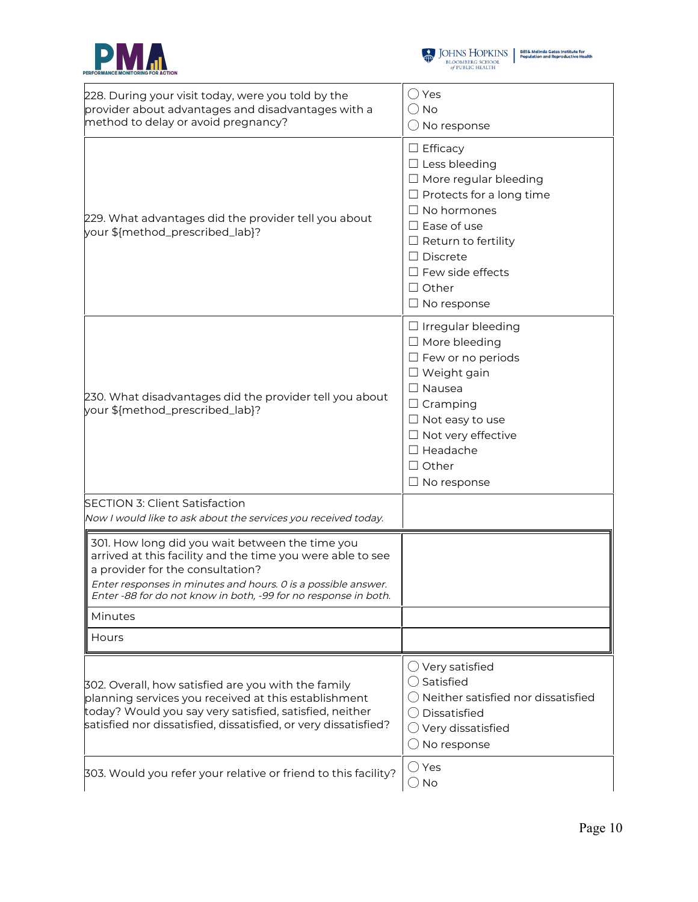| Question | Response |
|---|---|
| 228. During your visit today, were you told by the provider about advantages and disadvantages with a method to delay or avoid pregnancy? | ◯ Yes<br>◯ No<br>◯ No response |
| 229. What advantages did the provider tell you about your ${method_prescribed_lab}? | ☐ Efficacy<br>☐ Less bleeding<br>☐ More regular bleeding<br>☐ Protects for a long time<br>☐ No hormones<br>☐ Ease of use<br>☐ Return to fertility<br>☐ Discrete<br>☐ Few side effects<br>☐ Other<br>☐ No response |
| 230. What disadvantages did the provider tell you about your ${method_prescribed_lab}? | ☐ Irregular bleeding<br>☐ More bleeding<br>☐ Few or no periods<br>☐ Weight gain<br>☐ Nausea<br>☐ Cramping<br>☐ Not easy to use<br>☐ Not very effective<br>☐ Headache<br>☐ Other<br>☐ No response |
| SECTION 3: Client Satisfaction<br>*Now I would like to ask about the services you received today.* | |
| 301. How long did you wait between the time you arrived at this facility and the time you were able to see a provider for the consultation?<br>*Enter responses in minutes and hours. 0 is a possible answer. Enter -88 for do not know in both, -99 for no response in both.* | |
| Minutes | |
| Hours | |
| 302. Overall, how satisfied are you with the family planning services you received at this establishment today? Would you say very satisfied, satisfied, neither satisfied nor dissatisfied, dissatisfied, or very dissatisfied? | ◯ Very satisfied<br>◯ Satisfied<br>◯ Neither satisfied nor dissatisfied<br>◯ Dissatisfied<br>◯ Very dissatisfied<br>◯ No response |
| 303. Would you refer your relative or friend to this facility? | ◯ Yes<br>◯ No |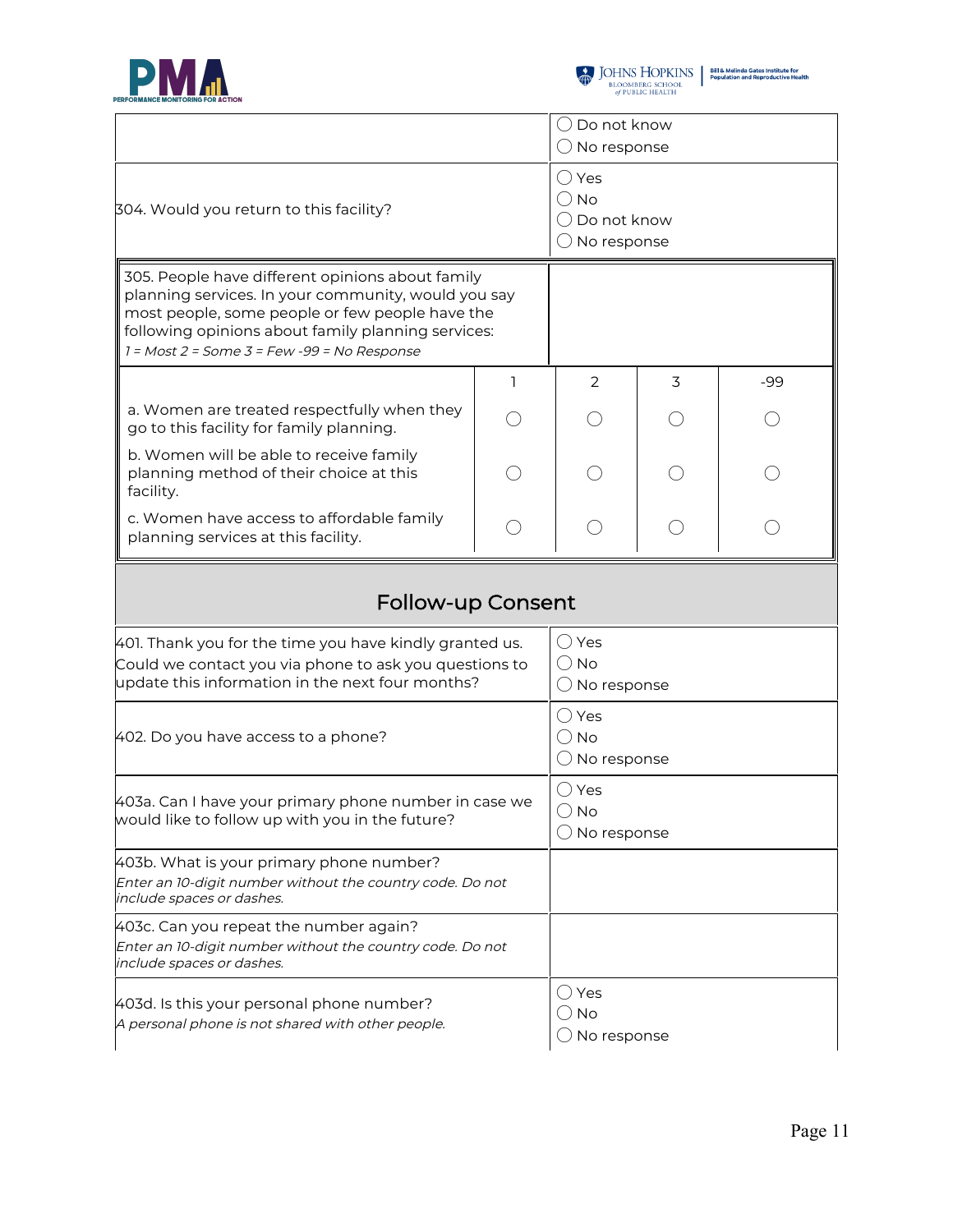| | |
|---|---|
| | ◯ Do not know<br>◯ No response |
| 304. Would you return to this facility? | ◯ Yes<br>◯ No<br>◯ Do not know<br>◯ No response |

| 305. People have different opinions about family planning services. In your community, would you say most people, some people or few people have the following opinions about family planning services:<br>*1 = Most 2 = Some 3 = Few -99 = No Response* | | | | |
|---|---|---|---|---|
| | 1 | 2 | 3 | -99 |
| a. Women are treated respectfully when they go to this facility for family planning. | ◯ | ◯ | ◯ | ◯ |
| b. Women will be able to receive family planning method of their choice at this facility. | ◯ | ◯ | ◯ | ◯ |
| c. Women have access to affordable family planning services at this facility. | ◯ | ◯ | ◯ | ◯ |

## Follow-up Consent

| | |
|---|---|
| 401. Thank you for the time you have kindly granted us. Could we contact you via phone to ask you questions to update this information in the next four months? | ◯ Yes<br>◯ No<br>◯ No response |
| 402. Do you have access to a phone? | ◯ Yes<br>◯ No<br>◯ No response |
| 403a. Can I have your primary phone number in case we would like to follow up with you in the future? | ◯ Yes<br>◯ No<br>◯ No response |
| 403b. What is your primary phone number?<br>*Enter an 10-digit number without the country code. Do not include spaces or dashes.* | |
| 403c. Can you repeat the number again?<br>*Enter an 10-digit number without the country code. Do not include spaces or dashes.* | |
| 403d. Is this your personal phone number?<br>*A personal phone is not shared with other people.* | ◯ Yes<br>◯ No<br>◯ No response |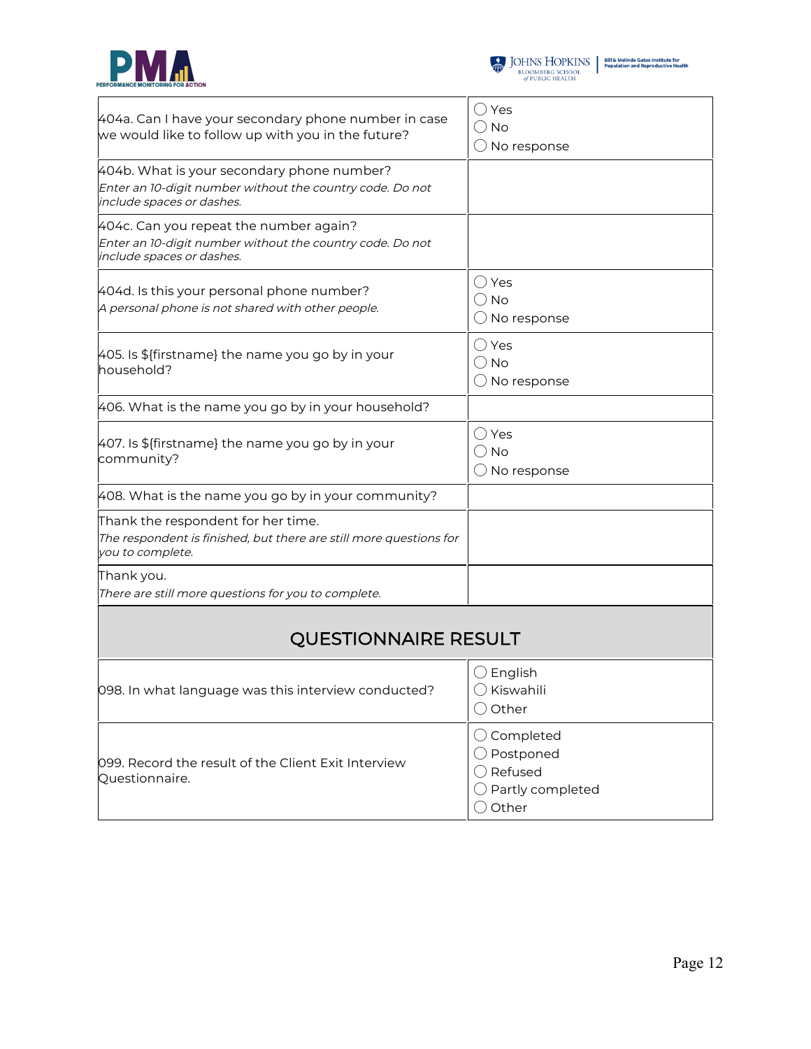| | |
|---|---|
| 404a. Can I have your secondary phone number in case we would like to follow up with you in the future? | ◯ Yes<br>◯ No<br>◯ No response |
| 404b. What is your secondary phone number?<br>*Enter an 10-digit number without the country code. Do not include spaces or dashes.* | |
| 404c. Can you repeat the number again?<br>*Enter an 10-digit number without the country code. Do not include spaces or dashes.* | |
| 404d. Is this your personal phone number?<br>*A personal phone is not shared with other people.* | ◯ Yes<br>◯ No<br>◯ No response |
| 405. Is ${firstname} the name you go by in your household? | ◯ Yes<br>◯ No<br>◯ No response |
| 406. What is the name you go by in your household? | |
| 407. Is ${firstname} the name you go by in your community? | ◯ Yes<br>◯ No<br>◯ No response |
| 408. What is the name you go by in your community? | |
| Thank the respondent for her time.<br>*The respondent is finished, but there are still more questions for you to complete.* | |
| Thank you.<br>*There are still more questions for you to complete.* | |

## QUESTIONNAIRE RESULT

| | |
|---|---|
| 098. In what language was this interview conducted? | ◯ English<br>◯ Kiswahili<br>◯ Other |
| 099. Record the result of the Client Exit Interview Questionnaire. | ◯ Completed<br>◯ Postponed<br>◯ Refused<br>◯ Partly completed<br>◯ Other |